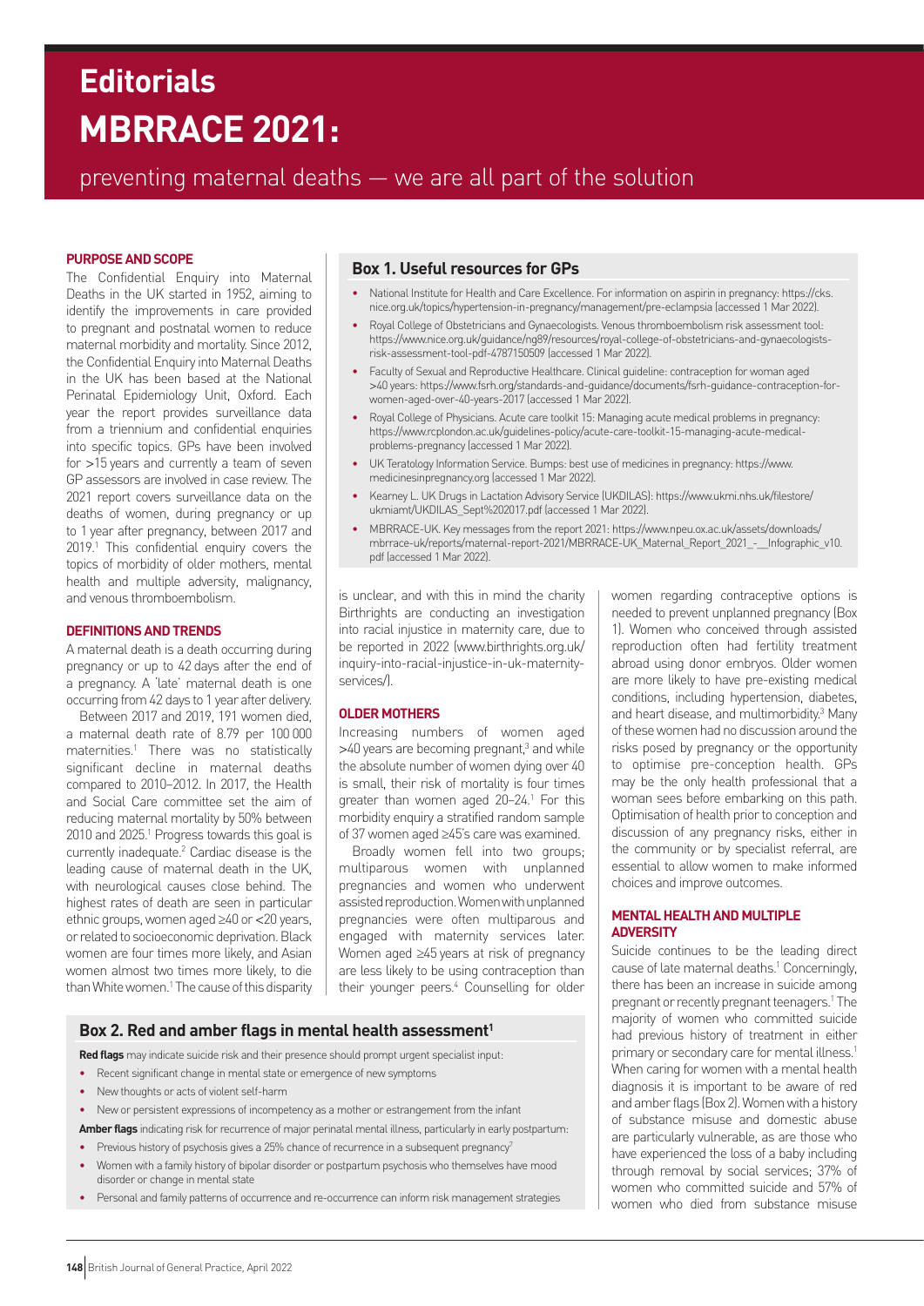# Editorials

# MBRRACE 2021:

## preventing maternal deaths — we are all part of the solution

### PURPOSE AND SCOPE

The Confidential Enquiry into Maternal Deaths in the UK started in 1952, aiming to identify the improvements in care provided to pregnant and postnatal women to reduce maternal morbidity and mortality. Since 2012, the Confidential Enquiry into Maternal Deaths in the UK has been based at the National Perinatal Epidemiology Unit, Oxford. Each year the report provides surveillance data from a triennium and confidential enquiries into specific topics. GPs have been involved for >15 years and currently a team of seven GP assessors are involved in case review. The 2021 report covers surveillance data on the deaths of women, during pregnancy or up to 1 year after pregnancy, between 2017 and 2019.[1] This confidential enquiry covers the topics of morbidity of older mothers, mental health and multiple adversity, malignancy, and venous thromboembolism.

### DEFINITIONS AND TRENDS

A maternal death is a death occurring during pregnancy or up to 42 days after the end of a pregnancy. A 'late' maternal death is one occurring from 42 days to 1 year after delivery.

Between 2017 and 2019, 191 women died, a maternal death rate of 8.79 per 100 000 maternities.[1] There was no statistically significant decline in maternal deaths compared to 2010–2012. In 2017, the Health and Social Care committee set the aim of reducing maternal mortality by 50% between 2010 and 2025.[1] Progress towards this goal is currently inadequate.[2] Cardiac disease is the leading cause of maternal death in the UK, with neurological causes close behind. The highest rates of death are seen in particular ethnic groups, women aged ≥40 or <20 years, or related to socioeconomic deprivation. Black women are four times more likely, and Asian women almost two times more likely, to die than White women.[1] The cause of this disparity is unclear, and with this in mind the charity Birthrights are conducting an investigation into racial injustice in maternity care, due to be reported in 2022 (www.birthrights.org.uk/inquiry-into-racial-injustice-in-uk-maternity-services/).

### OLDER MOTHERS

Increasing numbers of women aged >40 years are becoming pregnant,[3] and while the absolute number of women dying over 40 is small, their risk of mortality is four times greater than women aged 20–24.[1] For this morbidity enquiry a stratified random sample of 37 women aged ≥45's care was examined.

Broadly women fell into two groups; multiparous women with unplanned pregnancies and women who underwent assisted reproduction. Women with unplanned pregnancies were often multiparous and engaged with maternity services later. Women aged ≥45 years at risk of pregnancy are less likely to be using contraception than their younger peers.[4] Counselling for older women regarding contraceptive options is needed to prevent unplanned pregnancy (Box 1). Women who conceived through assisted reproduction often had fertility treatment abroad using donor embryos. Older women are more likely to have pre-existing medical conditions, including hypertension, diabetes, and heart disease, and multimorbidity.[3] Many of these women had no discussion around the risks posed by pregnancy or the opportunity to optimise pre-conception health. GPs may be the only health professional that a woman sees before embarking on this path. Optimisation of health prior to conception and discussion of any pregnancy risks, either in the community or by specialist referral, are essential to allow women to make informed choices and improve outcomes.

### MENTAL HEALTH AND MULTIPLE ADVERSITY

Suicide continues to be the leading direct cause of late maternal deaths.[1] Concerningly, there has been an increase in suicide among pregnant or recently pregnant teenagers.[1] The majority of women who committed suicide had previous history of treatment in either primary or secondary care for mental illness.[1] When caring for women with a mental health diagnosis it is important to be aware of red and amber flags (Box 2). Women with a history of substance misuse and domestic abuse are particularly vulnerable, as are those who have experienced the loss of a baby including through removal by social services; 37% of women who committed suicide and 57% of women who died from substance misuse

### Box 1. Useful resources for GPs

- National Institute for Health and Care Excellence. For information on aspirin in pregnancy: https://cks.nice.org.uk/topics/hypertension-in-pregnancy/management/pre-eclampsia (accessed 1 Mar 2022).
- Royal College of Obstetricians and Gynaecologists. Venous thromboembolism risk assessment tool: https://www.nice.org.uk/guidance/ng89/resources/royal-college-of-obstetricians-and-gynaecologists-risk-assessment-tool-pdf-4787150509 (accessed 1 Mar 2022).
- Faculty of Sexual and Reproductive Healthcare. Clinical guideline: contraception for woman aged >40 years: https://www.fsrh.org/standards-and-guidance/documents/fsrh-guidance-contraception-for-women-aged-over-40-years-2017 (accessed 1 Mar 2022).
- Royal College of Physicians. Acute care toolkit 15: Managing acute medical problems in pregnancy: https://www.rcplondon.ac.uk/guidelines-policy/acute-care-toolkit-15-managing-acute-medical-problems-pregnancy (accessed 1 Mar 2022).
- UK Teratology Information Service. Bumps: best use of medicines in pregnancy: https://www.medicinesinpregnancy.org (accessed 1 Mar 2022).
- Kearney L. UK Drugs in Lactation Advisory Service (UKDILAS): https://www.ukmi.nhs.uk/filestore/ukmiamt/UKDILAS_Sept%202017.pdf (accessed 1 Mar 2022).
- MBRRACE-UK. Key messages from the report 2021: https://www.npeu.ox.ac.uk/assets/downloads/mbrrace-uk/reports/maternal-report-2021/MBRRACE-UK_Maternal_Report_2021_-__Infographic_v10.pdf (accessed 1 Mar 2022).

### Box 2. Red and amber flags in mental health assessment[1]

**Red flags** may indicate suicide risk and their presence should prompt urgent specialist input:

- Recent significant change in mental state or emergence of new symptoms
- New thoughts or acts of violent self-harm
- New or persistent expressions of incompetency as a mother or estrangement from the infant

**Amber flags** indicating risk for recurrence of major perinatal mental illness, particularly in early postpartum:

- Previous history of psychosis gives a 25% chance of recurrence in a subsequent pregnancy[7]
- Women with a family history of bipolar disorder or postpartum psychosis who themselves have mood disorder or change in mental state
- Personal and family patterns of occurrence and re-occurrence can inform risk management strategies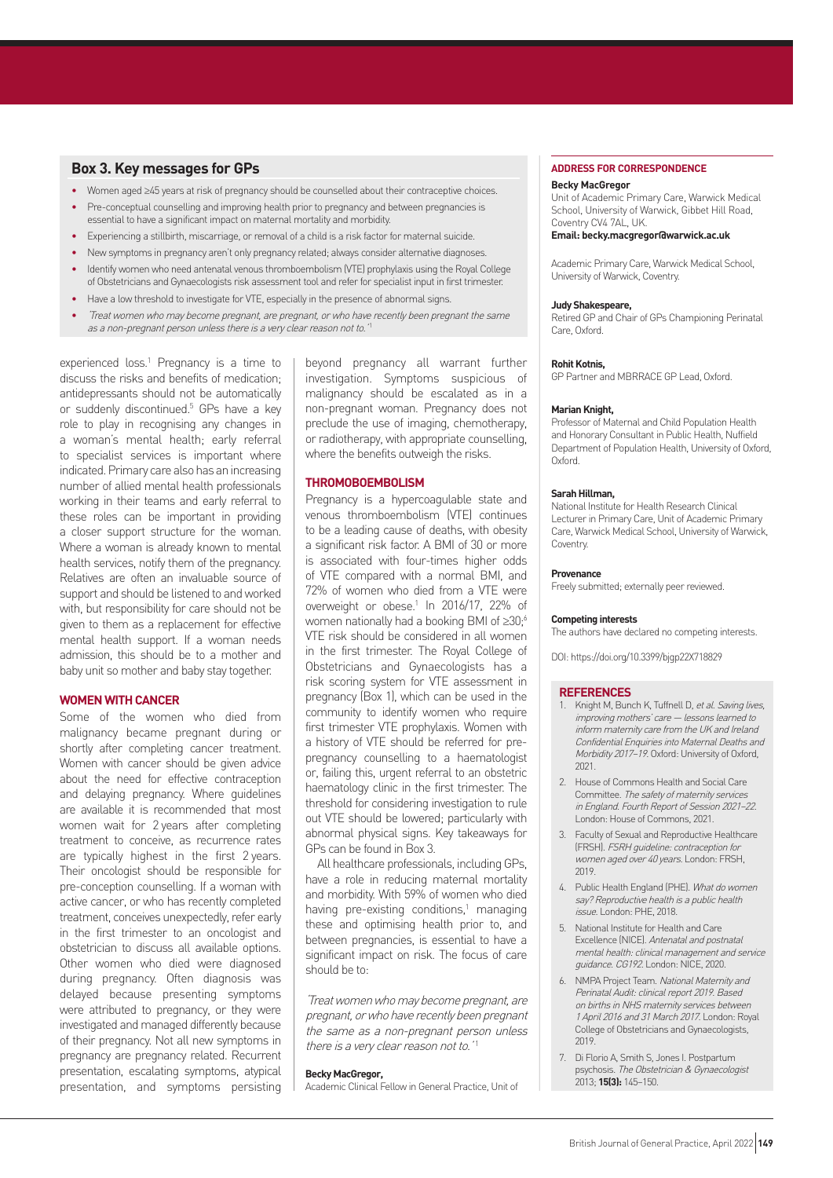## Box 3. Key messages for GPs

- Women aged ≥45 years at risk of pregnancy should be counselled about their contraceptive choices.
- Pre-conceptual counselling and improving health prior to pregnancy and between pregnancies is essential to have a significant impact on maternal mortality and morbidity.
- Experiencing a stillbirth, miscarriage, or removal of a child is a risk factor for maternal suicide.
- New symptoms in pregnancy aren't only pregnancy related; always consider alternative diagnoses.
- Identify women who need antenatal venous thromboembolism (VTE) prophylaxis using the Royal College of Obstetricians and Gynaecologists risk assessment tool and refer for specialist input in first trimester.
- Have a low threshold to investigate for VTE, especially in the presence of abnormal signs.
- *'Treat women who may become pregnant, are pregnant, or who have recently been pregnant the same as a non-pregnant person unless there is a very clear reason not to.'*[1]

experienced loss.[1] Pregnancy is a time to discuss the risks and benefits of medication; antidepressants should not be automatically or suddenly discontinued.[5] GPs have a key role to play in recognising any changes in a woman's mental health; early referral to specialist services is important where indicated. Primary care also has an increasing number of allied mental health professionals working in their teams and early referral to these roles can be important in providing a closer support structure for the woman. Where a woman is already known to mental health services, notify them of the pregnancy. Relatives are often an invaluable source of support and should be listened to and worked with, but responsibility for care should not be given to them as a replacement for effective mental health support. If a woman needs admission, this should be to a mother and baby unit so mother and baby stay together.

### WOMEN WITH CANCER

Some of the women who died from malignancy became pregnant during or shortly after completing cancer treatment. Women with cancer should be given advice about the need for effective contraception and delaying pregnancy. Where guidelines are available it is recommended that most women wait for 2 years after completing treatment to conceive, as recurrence rates are typically highest in the first 2 years. Their oncologist should be responsible for pre-conception counselling. If a woman with active cancer, or who has recently completed treatment, conceives unexpectedly, refer early in the first trimester to an oncologist and obstetrician to discuss all available options. Other women who died were diagnosed during pregnancy. Often diagnosis was delayed because presenting symptoms were attributed to pregnancy, or they were investigated and managed differently because of their pregnancy. Not all new symptoms in pregnancy are pregnancy related. Recurrent presentation, escalating symptoms, atypical presentation, and symptoms persisting beyond pregnancy all warrant further investigation. Symptoms suspicious of malignancy should be escalated as in a non-pregnant woman. Pregnancy does not preclude the use of imaging, chemotherapy, or radiotherapy, with appropriate counselling, where the benefits outweigh the risks.

### THROMBOEMBOLISM

Pregnancy is a hypercoagulable state and venous thromboembolism (VTE) continues to be a leading cause of deaths, with obesity a significant risk factor. A BMI of 30 or more is associated with four-times higher odds of VTE compared with a normal BMI, and 72% of women who died from a VTE were overweight or obese.[1] In 2016/17, 22% of women nationally had a booking BMI of ≥30;[6] VTE risk should be considered in all women in the first trimester. The Royal College of Obstetricians and Gynaecologists has a risk scoring system for VTE assessment in pregnancy (Box 1), which can be used in the community to identify women who require first trimester VTE prophylaxis. Women with a history of VTE should be referred for pre-pregnancy counselling to a haematologist or, failing this, urgent referral to an obstetric haematology clinic in the first trimester. The threshold for considering investigation to rule out VTE should be lowered; particularly with abnormal physical signs. Key takeaways for GPs can be found in Box 3.

All healthcare professionals, including GPs, have a role in reducing maternal mortality and morbidity. With 59% of women who died having pre-existing conditions,[1] managing these and optimising health prior to, and between pregnancies, is essential to have a significant impact on risk. The focus of care should be to:

*'Treat women who may become pregnant, are pregnant, or who have recently been pregnant the same as a non-pregnant person unless there is a very clear reason not to.'*[1]

**Becky MacGregor,**
Academic Clinical Fellow in General Practice, Unit of Academic Primary Care, Warwick Medical School, University of Warwick, Coventry.

**Judy Shakespeare,**
Retired GP and Chair of GPs Championing Perinatal Care, Oxford.

**Rohit Kotnis,**
GP Partner and MBRRACE GP Lead, Oxford.

**Marian Knight,**
Professor of Maternal and Child Population Health and Honorary Consultant in Public Health, Nuffield Department of Population Health, University of Oxford, Oxford.

**Sarah Hillman,**
National Institute for Health Research Clinical Lecturer in Primary Care, Unit of Academic Primary Care, Warwick Medical School, University of Warwick, Coventry.

### ADDRESS FOR CORRESPONDENCE

**Becky MacGregor**
Unit of Academic Primary Care, Warwick Medical School, University of Warwick, Gibbet Hill Road, Coventry CV4 7AL, UK.
**Email: becky.macgregor@warwick.ac.uk**

**Provenance**
Freely submitted; externally peer reviewed.

**Competing interests**
The authors have declared no competing interests.

DOI: https://doi.org/10.3399/bjgp22X718829

### REFERENCES

1. Knight M, Bunch K, Tuffnell D, *et al. Saving lives, improving mothers' care — lessons learned to inform maternity care from the UK and Ireland Confidential Enquiries into Maternal Deaths and Morbidity 2017–19.* Oxford: University of Oxford, 2021.
2. House of Commons Health and Social Care Committee. *The safety of maternity services in England. Fourth Report of Session 2021–22.* London: House of Commons, 2021.
3. Faculty of Sexual and Reproductive Healthcare (FRSH). *FSRH guideline: contraception for women aged over 40 years.* London: FRSH, 2019.
4. Public Health England (PHE). *What do women say? Reproductive health is a public health issue.* London: PHE, 2018.
5. National Institute for Health and Care Excellence (NICE). *Antenatal and postnatal mental health: clinical management and service guidance. CG192.* London: NICE, 2020.
6. NMPA Project Team. *National Maternity and Perinatal Audit: clinical report 2019. Based on births in NHS maternity services between 1 April 2016 and 31 March 2017.* London: Royal College of Obstetricians and Gynaecologists, 2019.
7. Di Florio A, Smith S, Jones I. Postpartum psychosis. *The Obstetrician & Gynaecologist* 2013; **15(3):** 145–150.